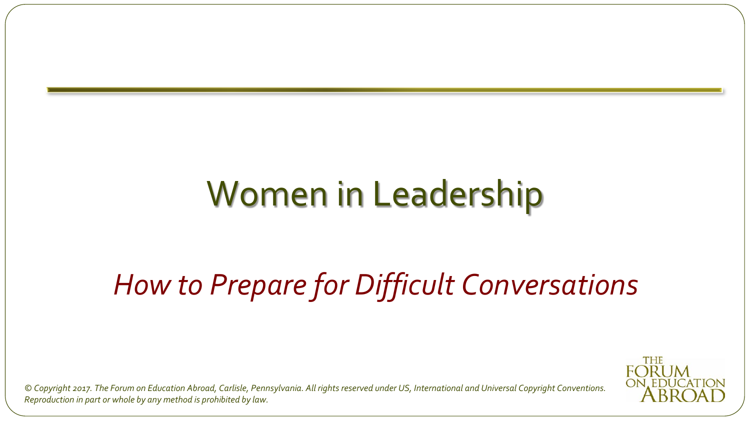# Women in Leadership

## *How to Prepare for Difficult Conversations*

*© Copyright 2017. The Forum on Education Abroad, Carlisle, Pennsylvania. All rights reserved under US, International and Universal Copyright Conventions. Reproduction in part or whole by any method is prohibited by law.*

THE FORUM ON EDUCATION ABROAD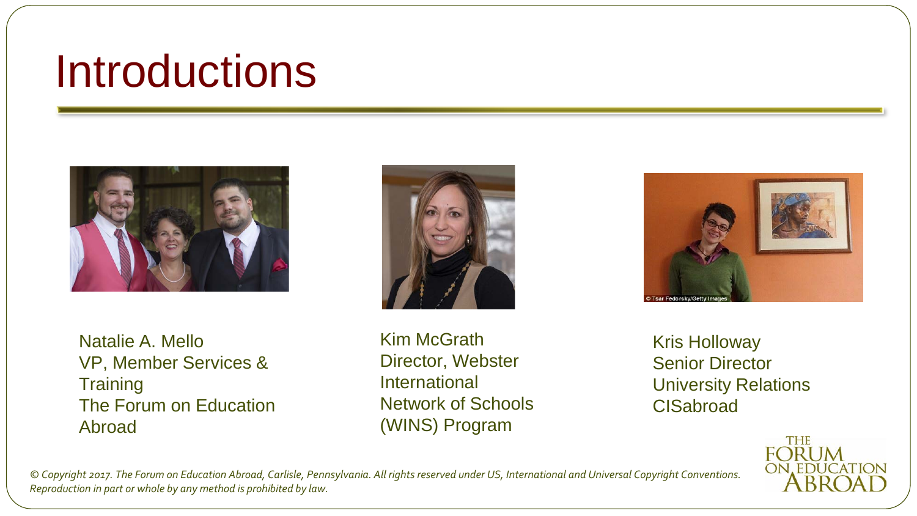# Introductions

Natalie A. Mello
VP, Member Services & Training
The Forum on Education Abroad

Kim McGrath
Director, Webster International Network of Schools (WINS) Program

Kris Holloway
Senior Director
University Relations
CISabroad

© Tsar Fedorsky/Getty Images

*© Copyright 2017. The Forum on Education Abroad, Carlisle, Pennsylvania. All rights reserved under US, International and Universal Copyright Conventions. Reproduction in part or whole by any method is prohibited by law.*

THE FORUM ON EDUCATION ABROAD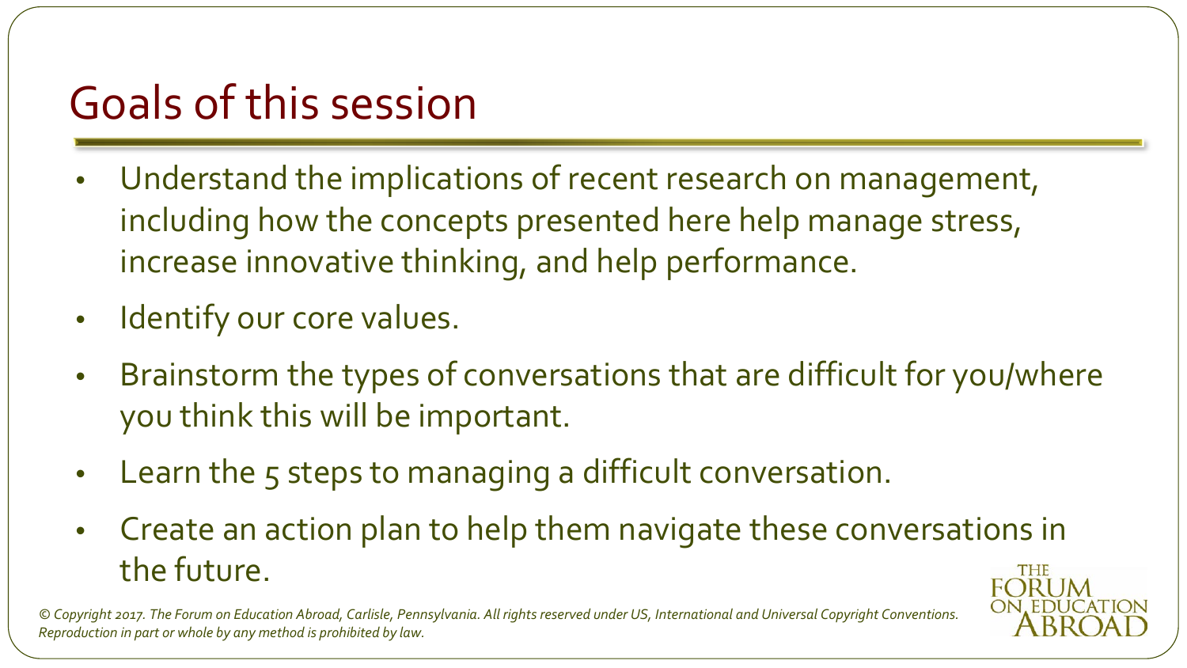# Goals of this session

- Understand the implications of recent research on management, including how the concepts presented here help manage stress, increase innovative thinking, and help performance.
- Identify our core values.
- Brainstorm the types of conversations that are difficult for you/where you think this will be important.
- Learn the 5 steps to managing a difficult conversation.
- Create an action plan to help them navigate these conversations in the future.

*© Copyright 2017. The Forum on Education Abroad, Carlisle, Pennsylvania. All rights reserved under US, International and Universal Copyright Conventions. Reproduction in part or whole by any method is prohibited by law.*

THE FORUM ON EDUCATION ABROAD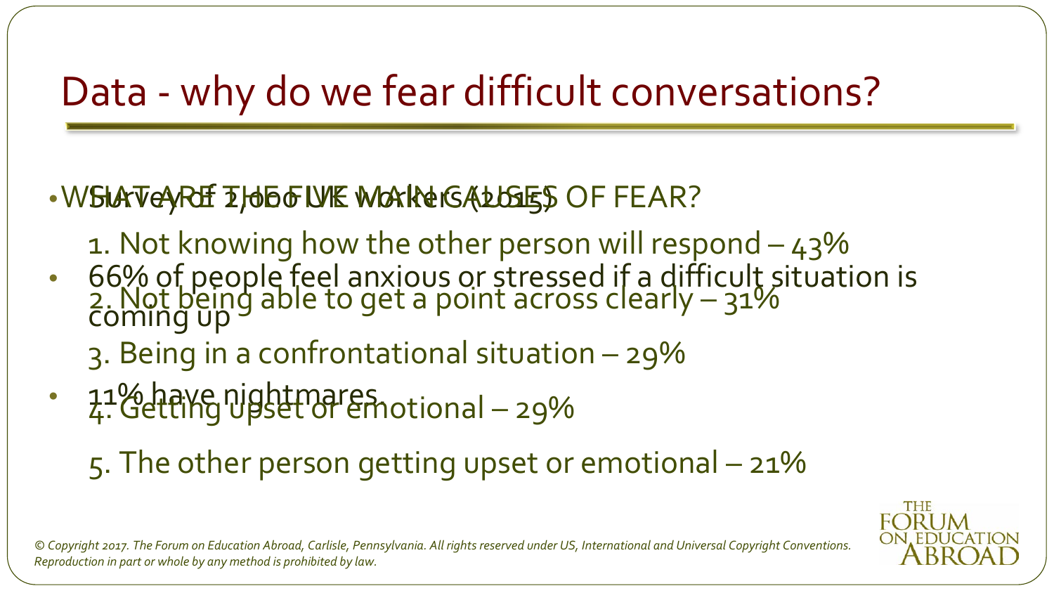# Data - why do we fear difficult conversations?

- Survey of 2,000 UK workers (2015)
- 66% of people feel anxious or stressed if a difficult situation is coming up
- 11% have nightmares.

- WHAT ARE THE FIVE MAIN CAUSES OF FEAR?

  1. Not knowing how the other person will respond – 43%
  2. Not being able to get a point across clearly – 31%
  3. Being in a confrontational situation – 29%
  4. Getting upset or emotional – 29%
  5. The other person getting upset or emotional – 21%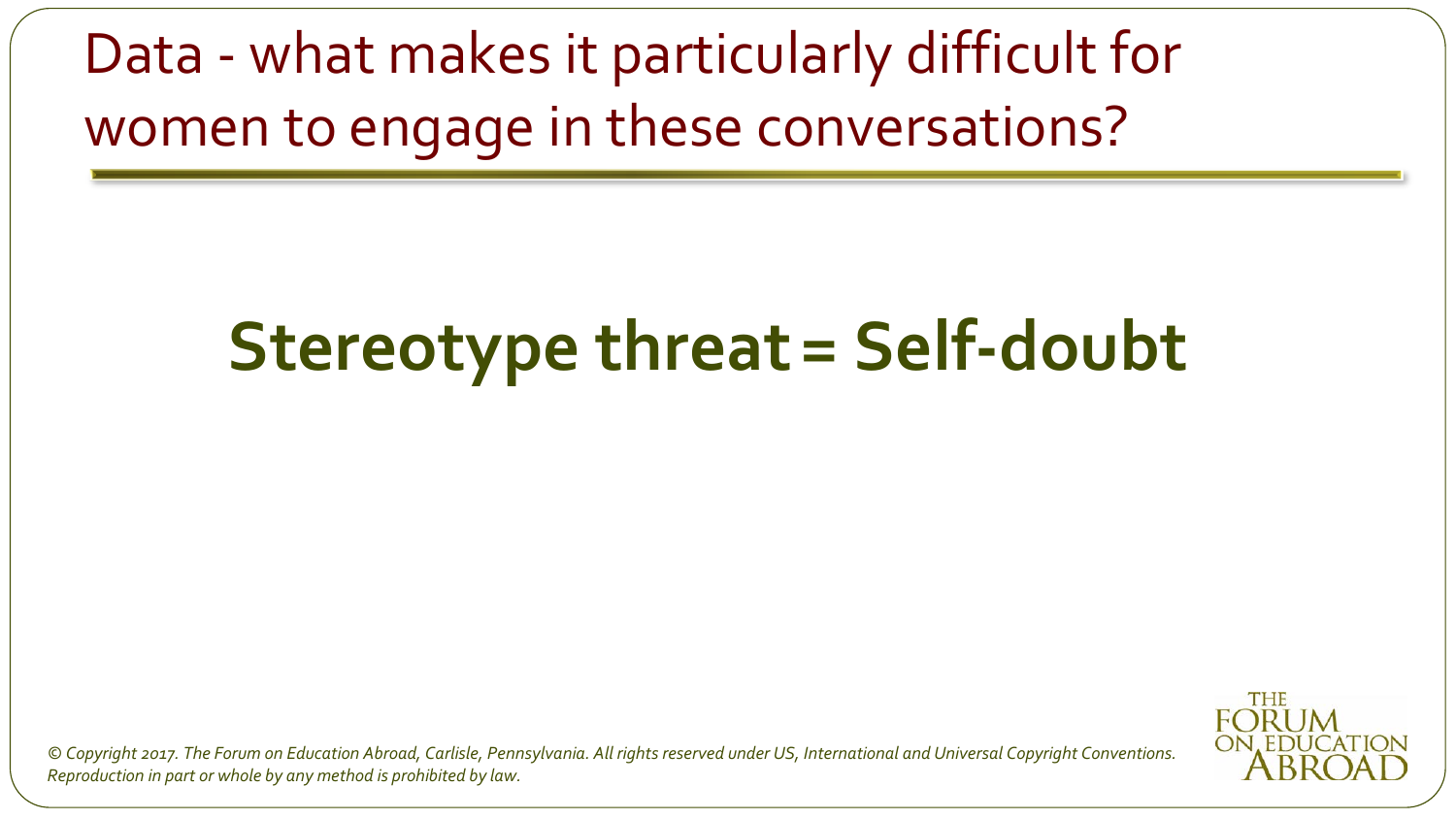# Data - what makes it particularly difficult for women to engage in these conversations?

**Stereotype threat = Self-doubt**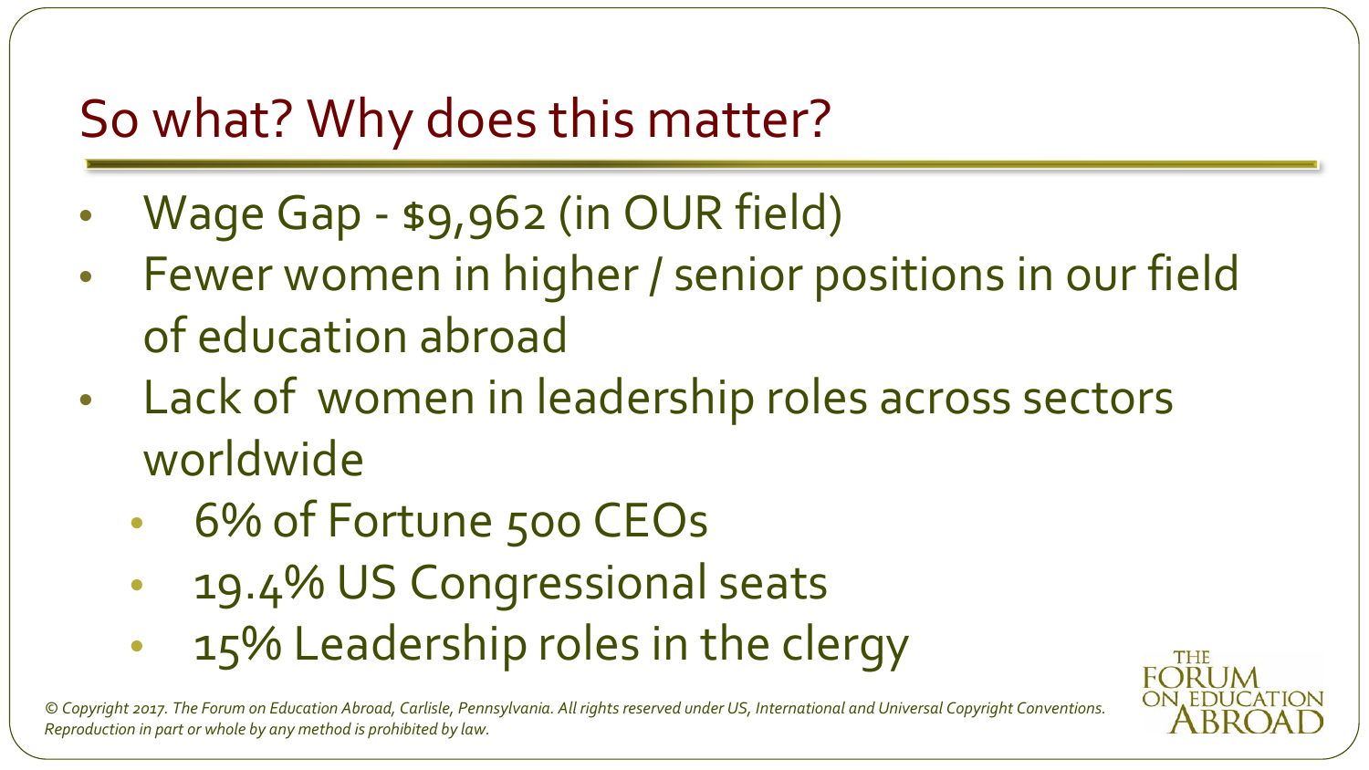## So what? Why does this matter?

- Wage Gap - $9,962 (in OUR field)
- Fewer women in higher / senior positions in our field of education abroad
- Lack of women in leadership roles across sectors worldwide
  - 6% of Fortune 500 CEOs
  - 19.4% US Congressional seats
  - 15% Leadership roles in the clergy

*© Copyright 2017. The Forum on Education Abroad, Carlisle, Pennsylvania. All rights reserved under US, International and Universal Copyright Conventions. Reproduction in part or whole by any method is prohibited by law.*

THE FORUM ON EDUCATION ABROAD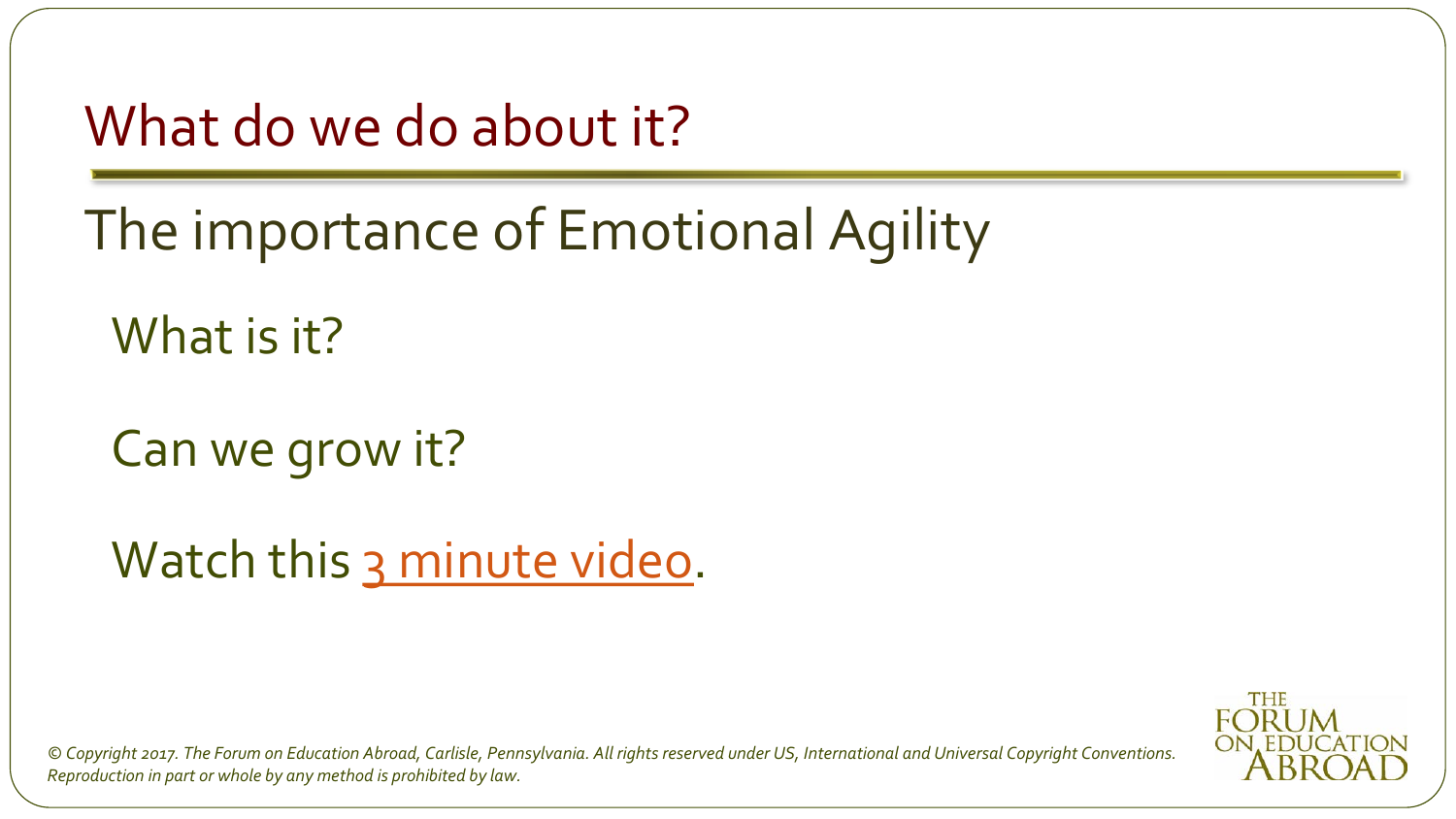# What do we do about it?

## The importance of Emotional Agility

What is it?

Can we grow it?

Watch this 3 minute video.

*© Copyright 2017. The Forum on Education Abroad, Carlisle, Pennsylvania. All rights reserved under US, International and Universal Copyright Conventions. Reproduction in part or whole by any method is prohibited by law.*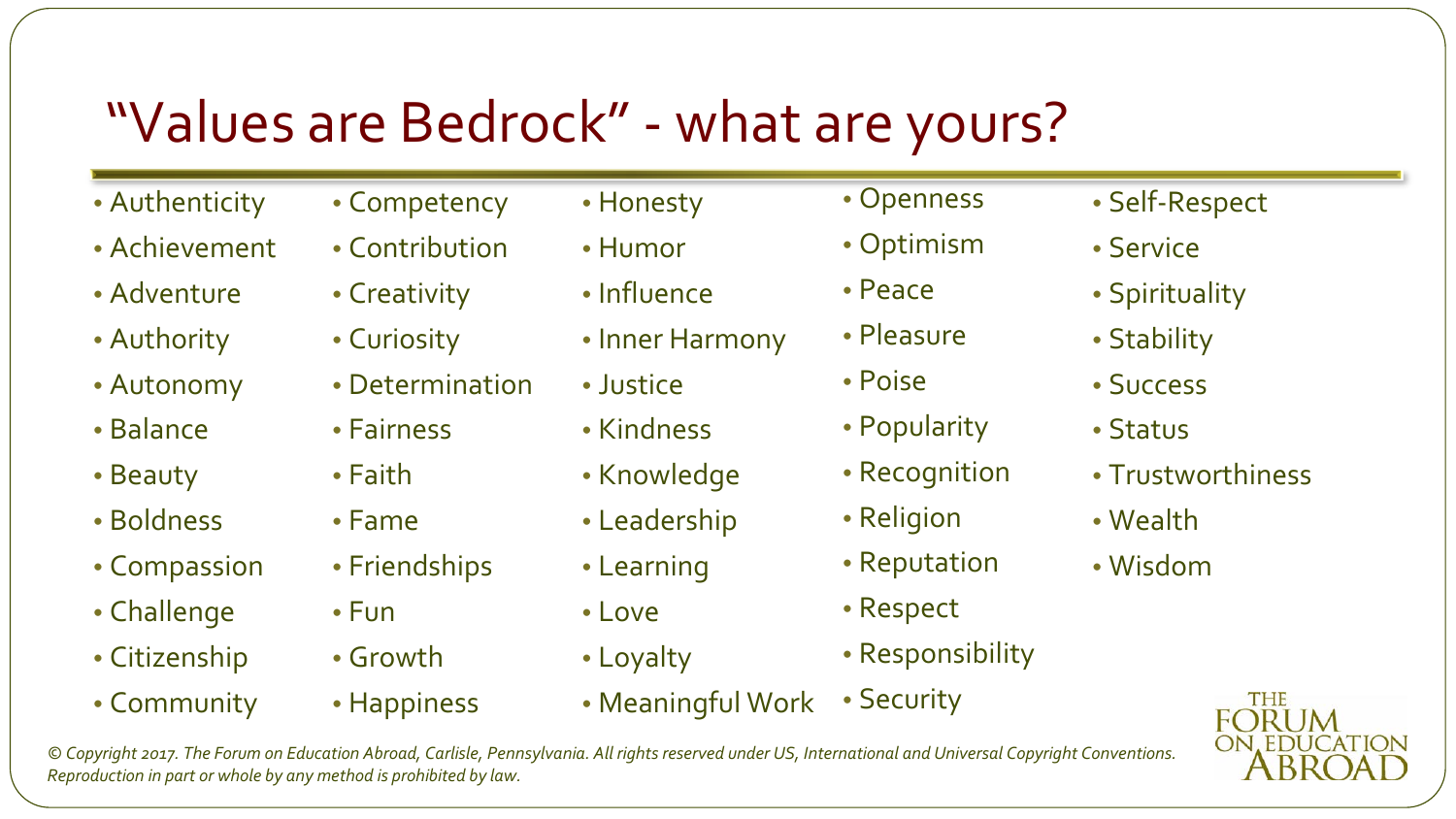# "Values are Bedrock" - what are yours?

- Authenticity
- Achievement
- Adventure
- Authority
- Autonomy
- Balance
- Beauty
- Boldness
- Compassion
- Challenge
- Citizenship
- Community
- Competency
- Contribution
- Creativity
- Curiosity
- Determination
- Fairness
- Faith
- Fame
- Friendships
- Fun
- Growth
- Happiness
- Honesty
- Humor
- Influence
- Inner Harmony
- Justice
- Kindness
- Knowledge
- Leadership
- Learning
- Love
- Loyalty
- Meaningful Work
- Openness
- Optimism
- Peace
- Pleasure
- Poise
- Popularity
- Recognition
- Religion
- Reputation
- Respect
- Responsibility
- Security
- Self-Respect
- Service
- Spirituality
- Stability
- Success
- Status
- Trustworthiness
- Wealth
- Wisdom

*© Copyright 2017. The Forum on Education Abroad, Carlisle, Pennsylvania. All rights reserved under US, International and Universal Copyright Conventions. Reproduction in part or whole by any method is prohibited by law.*

THE FORUM ON EDUCATION ABROAD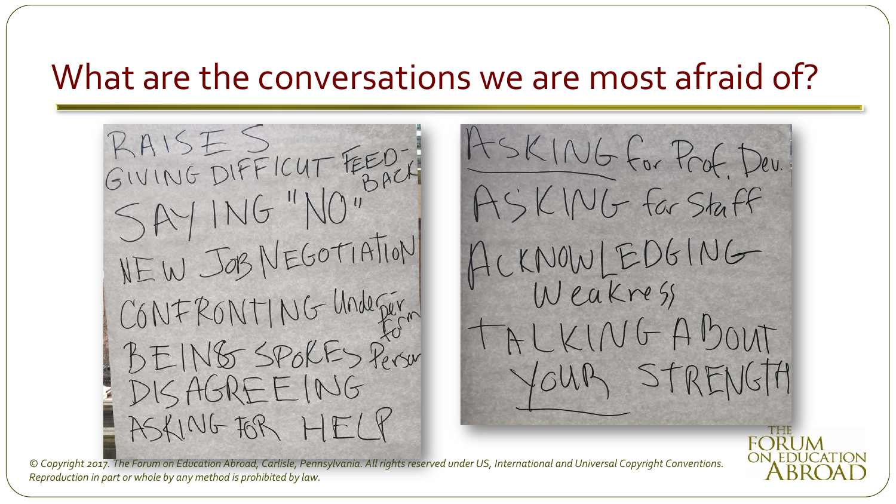# What are the conversations we are most afraid of?

- RAISES
- GIVING DIFFICUT FEED-BACK
- SAYING "NO"
- NEW JOB NEGOTIATION
- CONFRONTING Under-perform
- BEING SPOKES Person
- DISAGREEING
- ASKING FOR HELP

- ASKING for Prof. Dev.
- ASKING for Staff
- ACKNOWLEDGING Weakness
- TALKING ABOUT YOUR STRENGTH

*© Copyright 2017. The Forum on Education Abroad, Carlisle, Pennsylvania. All rights reserved under US, International and Universal Copyright Conventions. Reproduction in part or whole by any method is prohibited by law.*

THE FORUM ON EDUCATION ABROAD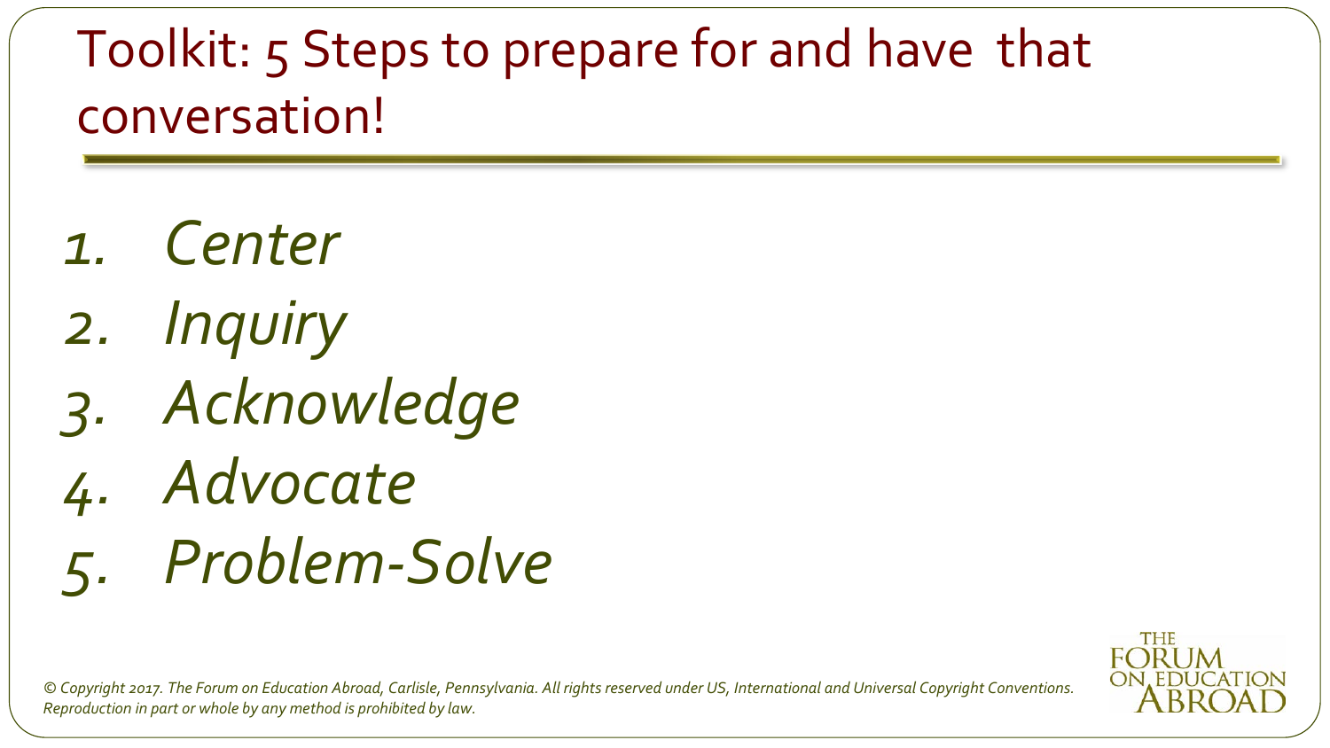# Toolkit: 5 Steps to prepare for and have that conversation!

1. *Center*
2. *Inquiry*
3. *Acknowledge*
4. *Advocate*
5. *Problem-Solve*

*© Copyright 2017. The Forum on Education Abroad, Carlisle, Pennsylvania. All rights reserved under US, International and Universal Copyright Conventions. Reproduction in part or whole by any method is prohibited by law.*

THE FORUM ON EDUCATION ABROAD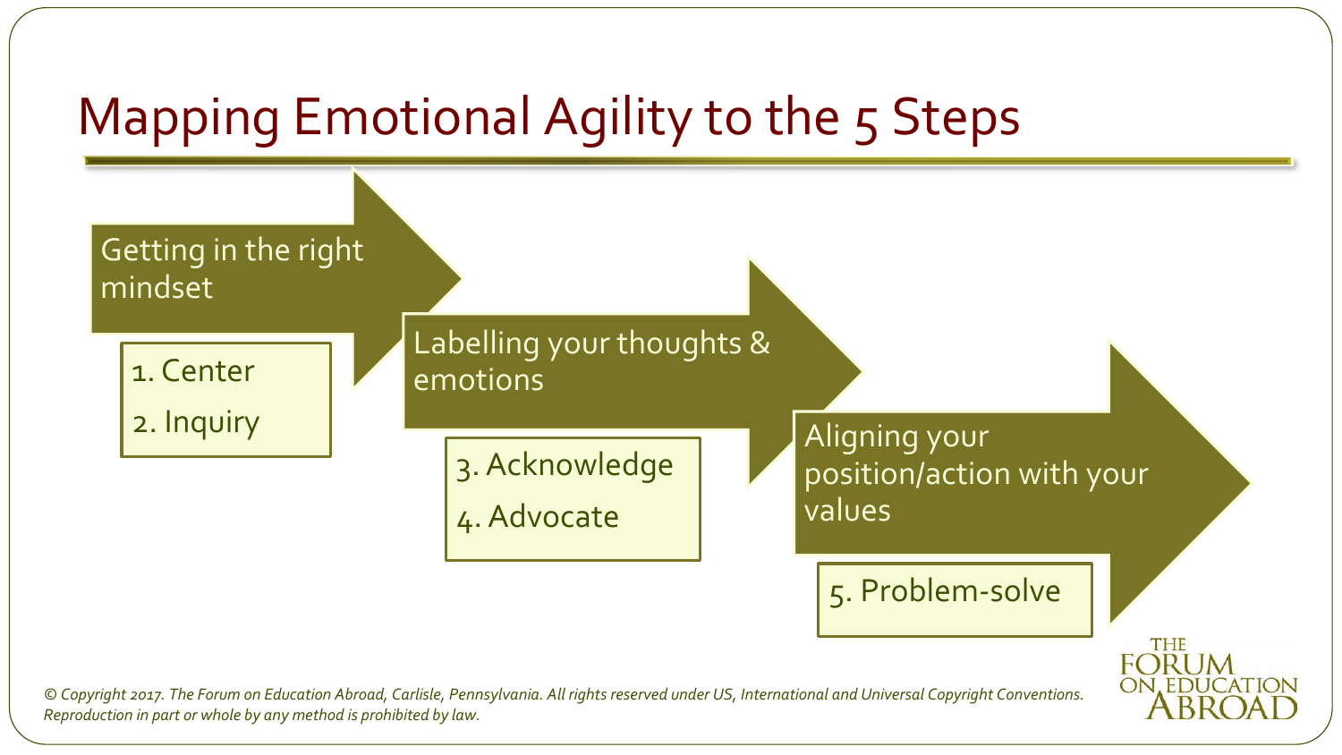# Mapping Emotional Agility to the 5 Steps

**Getting in the right mindset**

1. Center
2. Inquiry

**Labelling your thoughts & emotions**

3. Acknowledge
4. Advocate

**Aligning your position/action with your values**

5. Problem-solve

*© Copyright 2017. The Forum on Education Abroad, Carlisle, Pennsylvania. All rights reserved under US, International and Universal Copyright Conventions. Reproduction in part or whole by any method is prohibited by law.*

THE FORUM ON EDUCATION ABROAD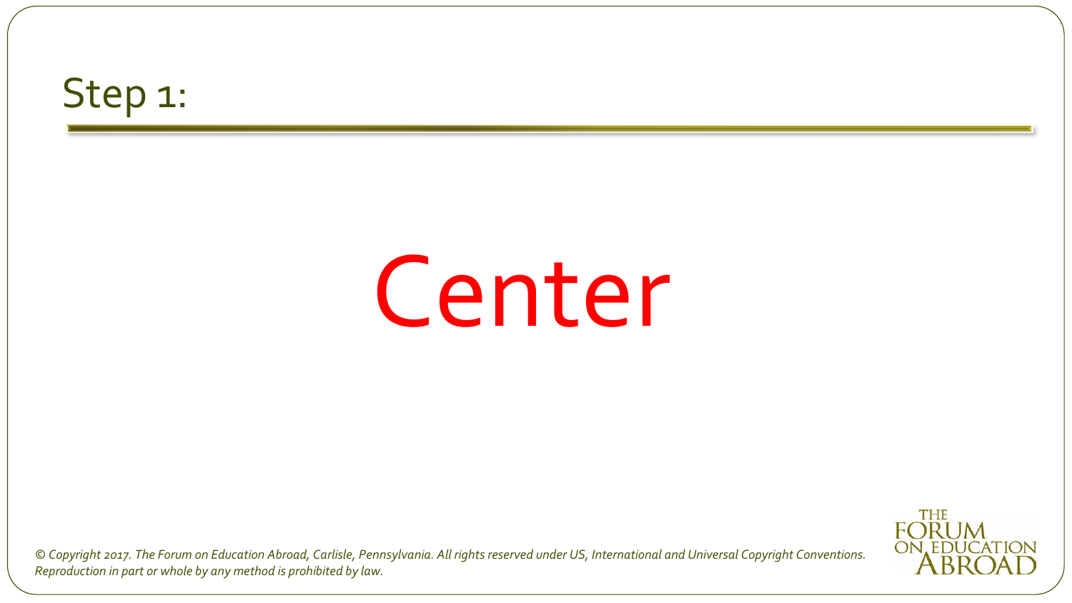# Step 1:

Center

*© Copyright 2017. The Forum on Education Abroad, Carlisle, Pennsylvania. All rights reserved under US, International and Universal Copyright Conventions. Reproduction in part or whole by any method is prohibited by law.*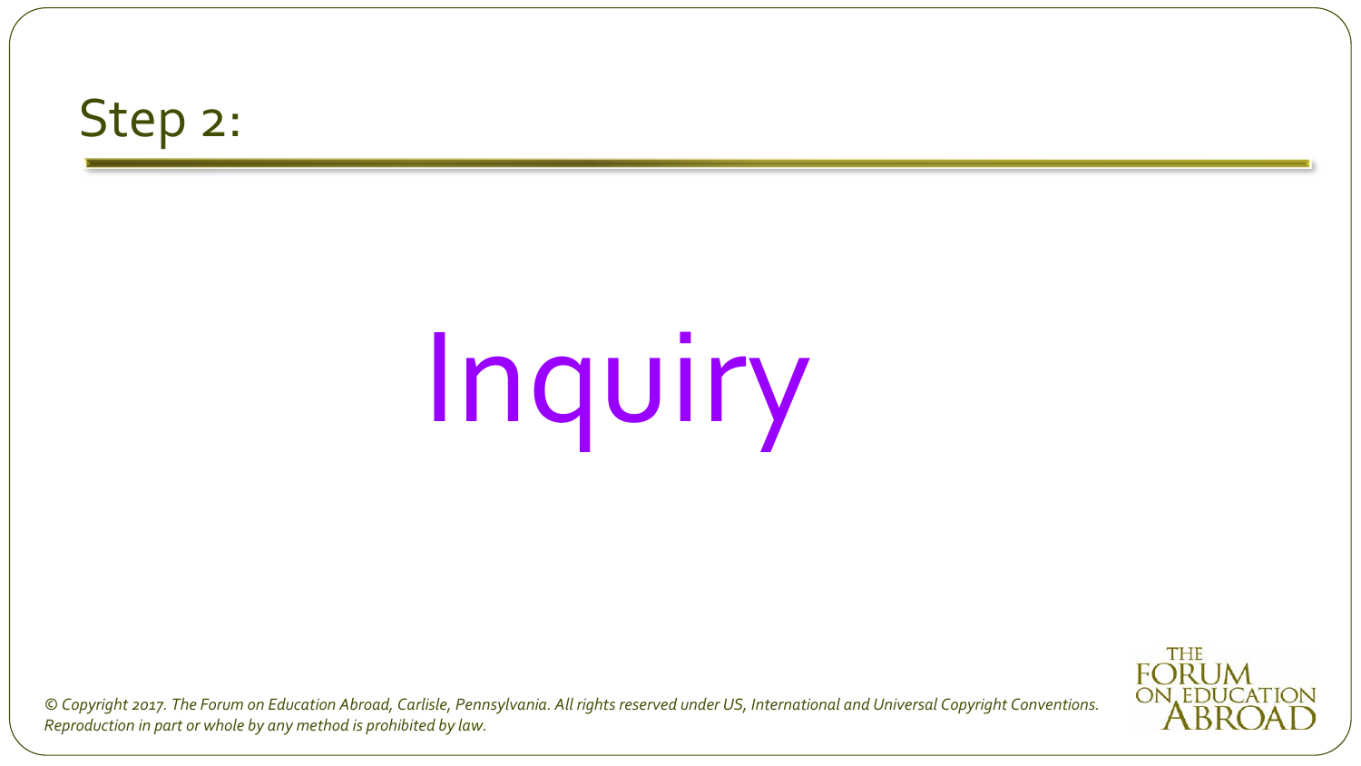## Step 2:

# Inquiry

*© Copyright 2017. The Forum on Education Abroad, Carlisle, Pennsylvania. All rights reserved under US, International and Universal Copyright Conventions. Reproduction in part or whole by any method is prohibited by law.*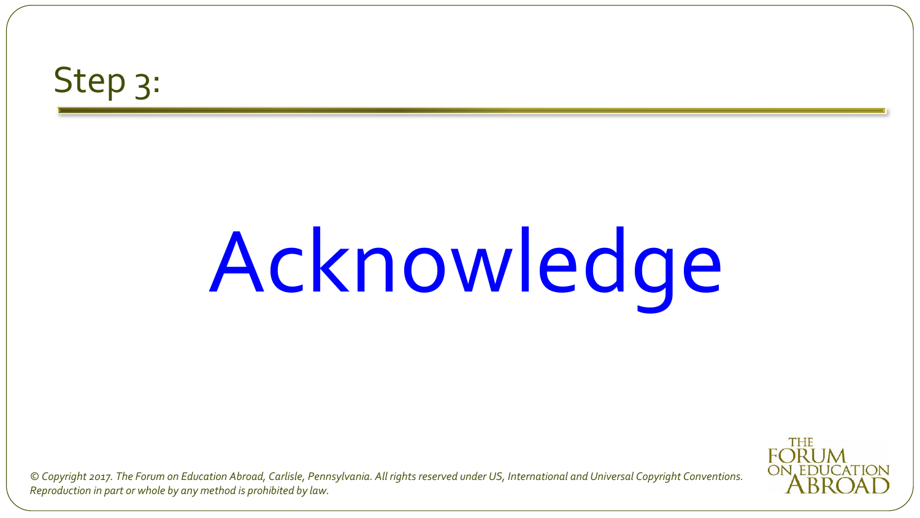# Step 3:

# Acknowledge

*© Copyright 2017. The Forum on Education Abroad, Carlisle, Pennsylvania. All rights reserved under US, International and Universal Copyright Conventions. Reproduction in part or whole by any method is prohibited by law.*

THE FORUM ON EDUCATION ABROAD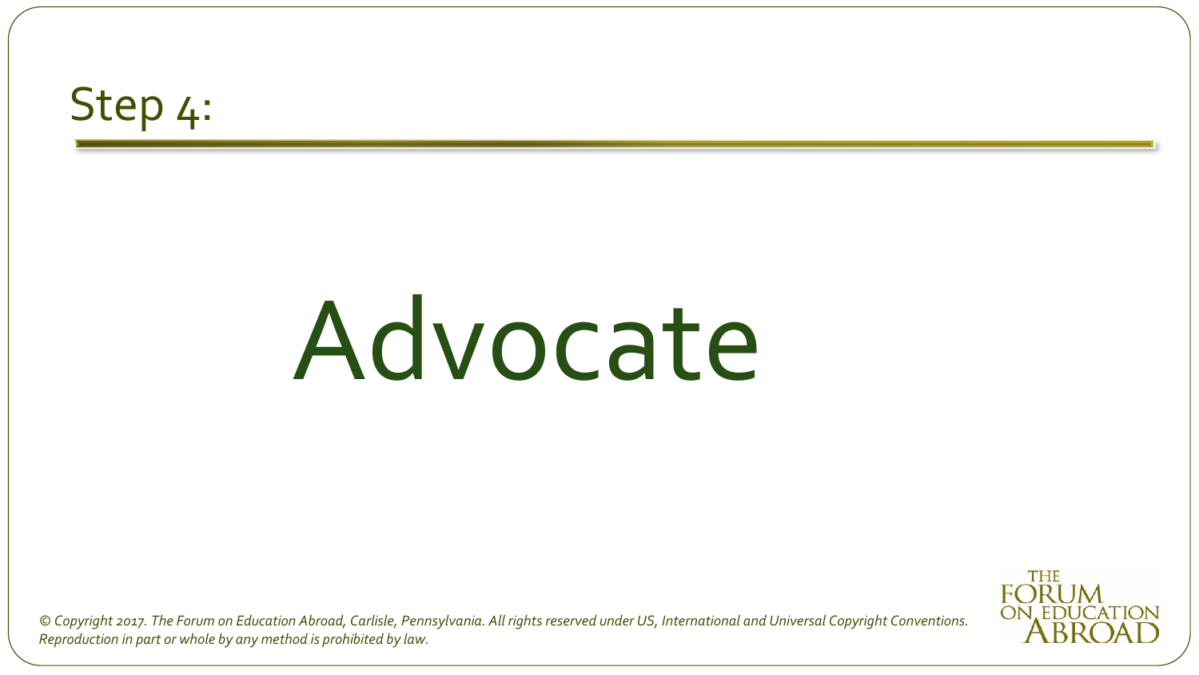## Step 4:

# Advocate

*© Copyright 2017. The Forum on Education Abroad, Carlisle, Pennsylvania. All rights reserved under US, International and Universal Copyright Conventions. Reproduction in part or whole by any method is prohibited by law.*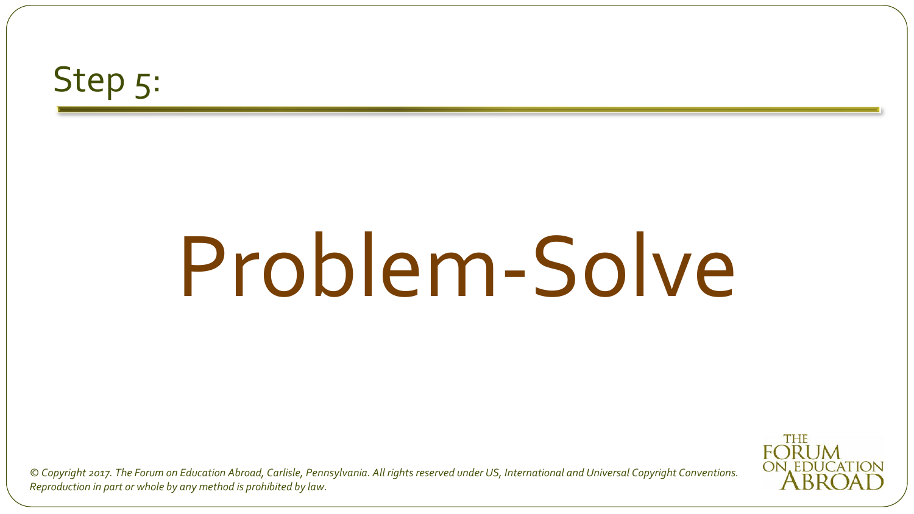## Step 5:

# Problem-Solve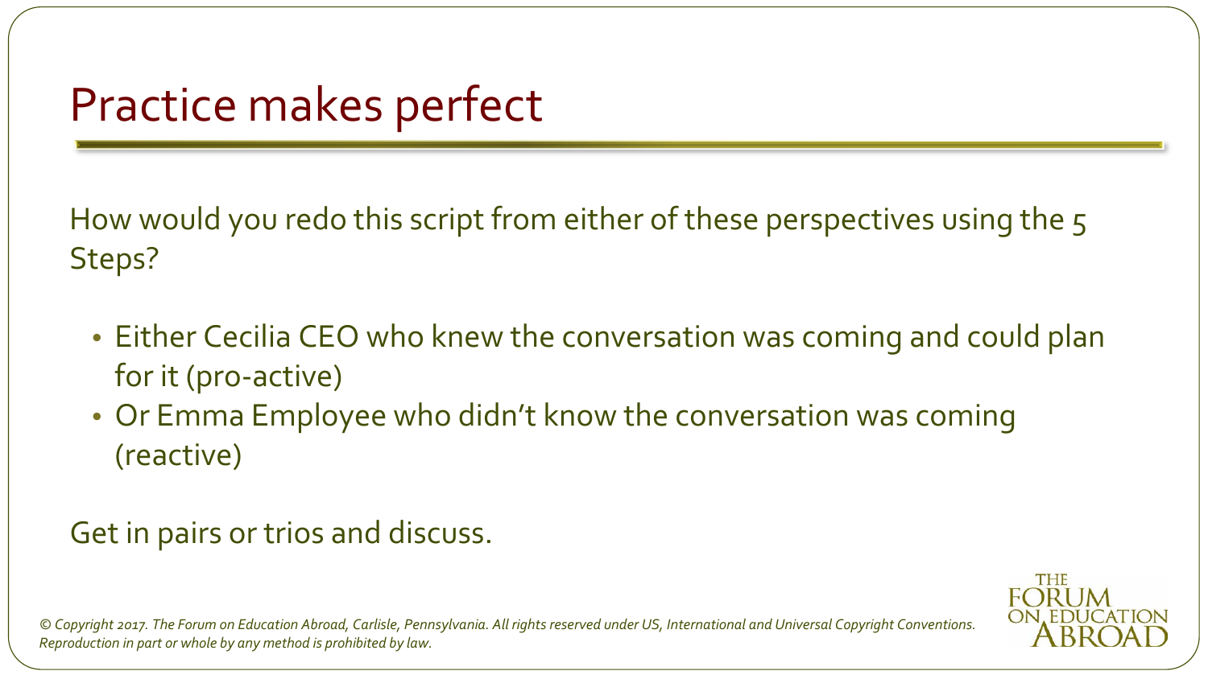# Practice makes perfect

How would you redo this script from either of these perspectives using the 5 Steps?

- Either Cecilia CEO who knew the conversation was coming and could plan for it (pro-active)
- Or Emma Employee who didn't know the conversation was coming (reactive)

Get in pairs or trios and discuss.

*© Copyright 2017. The Forum on Education Abroad, Carlisle, Pennsylvania. All rights reserved under US, International and Universal Copyright Conventions. Reproduction in part or whole by any method is prohibited by law.*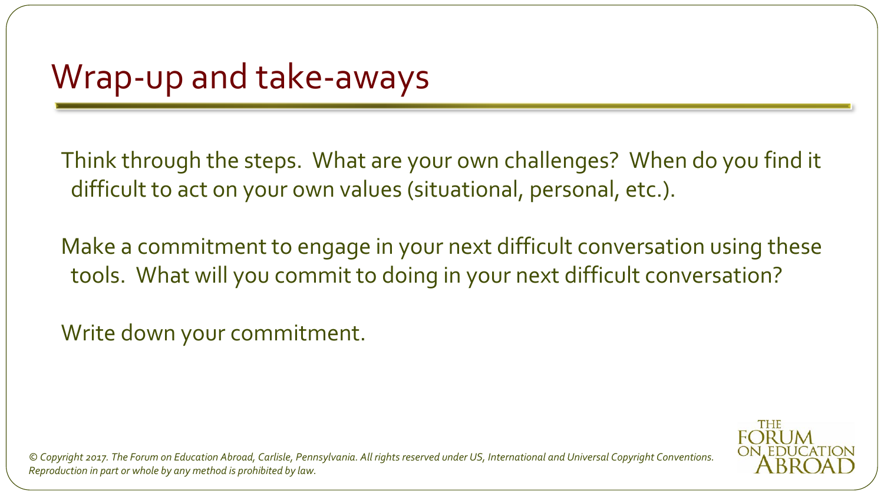# Wrap-up and take-aways

Think through the steps. What are your own challenges? When do you find it difficult to act on your own values (situational, personal, etc.).

Make a commitment to engage in your next difficult conversation using these tools. What will you commit to doing in your next difficult conversation?

Write down your commitment.

*© Copyright 2017. The Forum on Education Abroad, Carlisle, Pennsylvania. All rights reserved under US, International and Universal Copyright Conventions. Reproduction in part or whole by any method is prohibited by law.*

THE FORUM ON EDUCATION ABROAD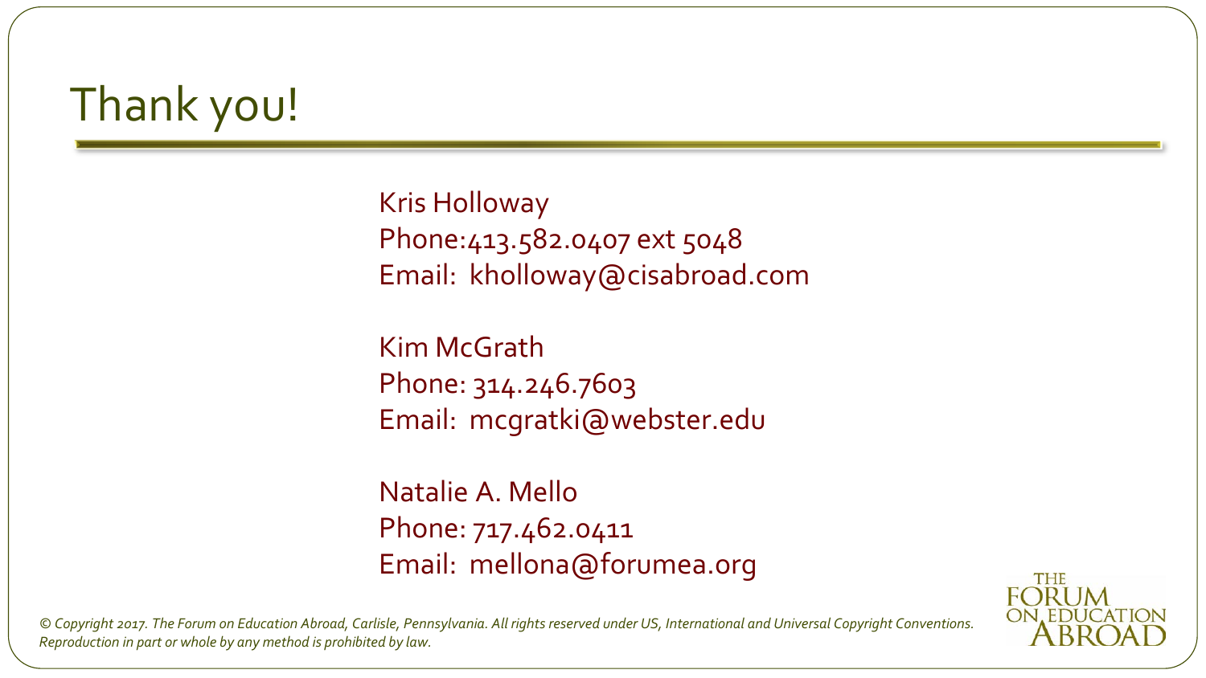# Thank you!

Kris Holloway
Phone:413.582.0407 ext 5048
Email: kholloway@cisabroad.com

Kim McGrath
Phone: 314.246.7603
Email: mcgratki@webster.edu

Natalie A. Mello
Phone: 717.462.0411
Email: mellona@forumea.org

*© Copyright 2017. The Forum on Education Abroad, Carlisle, Pennsylvania. All rights reserved under US, International and Universal Copyright Conventions. Reproduction in part or whole by any method is prohibited by law.*

THE FORUM ON EDUCATION ABROAD